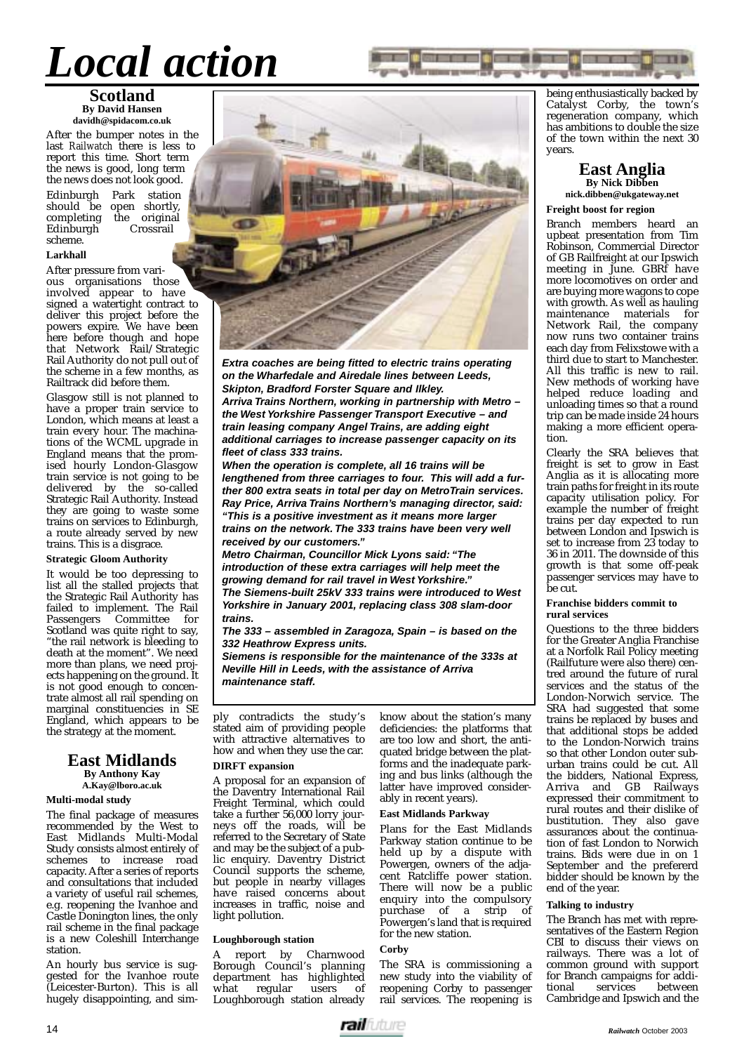# Local action

## Scotland

**By David Hansen**
**davidh@spidacom.co.uk**

After the bumper notes in the last *Railwatch* there is less to report this time. Short term the news is good, long term the news does not look good.

Edinburgh Park station should be open shortly, completing the original Edinburgh Crossrail scheme.

### Larkhall

After pressure from various organisations those involved appear to have signed a watertight contract to deliver this project before the powers expire. We have been here before though and hope that Network Rail/Strategic Rail Authority do not pull out of the scheme in a few months, as Railtrack did before them.

Glasgow still is not planned to have a proper train service to London, which means at least a train every hour. The machinations of the WCML upgrade in England means that the promised hourly London-Glasgow train service is not going to be delivered by the so-called Strategic Rail Authority. Instead they are going to waste some trains on services to Edinburgh, a route already served by new trains. This is a disgrace.

### Strategic Gloom Authority

It would be too depressing to list all the stalled projects that the Strategic Rail Authority has failed to implement. The Rail Passengers Committee for Scotland was quite right to say, "the rail network is bleeding to death at the moment". We need more than plans, we need projects happening on the ground. It is not good enough to concentrate almost all rail spending on marginal constituencies in SE England, which appears to be the strategy at the moment.

***Extra coaches are being fitted to electric trains operating on the Wharfedale and Airedale lines between Leeds, Skipton, Bradford Forster Square and Ilkley.***

***Arriva Trains Northern, working in partnership with Metro – the West Yorkshire Passenger Transport Executive – and train leasing company Angel Trains, are adding eight additional carriages to increase passenger capacity on its fleet of class 333 trains.***

***When the operation is complete, all 16 trains will be lengthened from three carriages to four. This will add a further 800 extra seats in total per day on MetroTrain services. Ray Price, Arriva Trains Northern's managing director, said: "This is a positive investment as it means more larger trains on the network. The 333 trains have been very well received by our customers."***

***Metro Chairman, Councillor Mick Lyons said: "The introduction of these extra carriages will help meet the growing demand for rail travel in West Yorkshire."***

***The Siemens-built 25kV 333 trains were introduced to West Yorkshire in January 2001, replacing class 308 slam-door trains.***

***The 333 – assembled in Zaragoza, Spain – is based on the 332 Heathrow Express units.***

***Siemens is responsible for the maintenance of the 333s at Neville Hill in Leeds, with the assistance of Arriva maintenance staff.***

## East Midlands

**By Anthony Kay**
**A.Kay@lboro.ac.uk**

### Multi-modal study

The final package of measures recommended by the West to East Midlands Multi-Modal Study consists almost entirely of schemes to increase road capacity. After a series of reports and consultations that included a variety of useful rail schemes, e.g. reopening the Ivanhoe and Castle Donington lines, the only rail scheme in the final package is a new Coleshill Interchange station.

An hourly bus service is suggested for the Ivanhoe route (Leicester-Burton). This is all hugely disappointing, and simply contradicts the study's stated aim of providing people with attractive alternatives to how and when they use the car.

### DIRFT expansion

A proposal for an expansion of the Daventry International Rail Freight Terminal, which could take a further 56,000 lorry journeys off the roads, will be referred to the Secretary of State and may be the subject of a public enquiry. Daventry District Council supports the scheme, but people in nearby villages have raised concerns about increases in traffic, noise and light pollution.

### Loughborough station

A report by Charnwood Borough Council's planning department has highlighted what regular users of Loughborough station already know about the station's many deficiencies: the platforms that are too low and short, the antiquated bridge between the platforms and the inadequate parking and bus links (although the latter have improved considerably in recent years).

### East Midlands Parkway

Plans for the East Midlands Parkway station continue to be held up by a dispute with Powergen, owners of the adjacent Ratcliffe power station. There will now be a public enquiry into the compulsory purchase of a strip of Powergen's land that is required for the new station.

### Corby

The SRA is commissioning a new study into the viability of reopening Corby to passenger rail services. The reopening is being enthusiastically backed by Catalyst Corby, the town's regeneration company, which has ambitions to double the size of the town within the next 30 years.

## East Anglia

**By Nick Dibben**
**nick.dibben@ukgateway.net**

### Freight boost for region

Branch members heard an upbeat presentation from Tim Robinson, Commercial Director of GB Railfreight at our Ipswich meeting in June. GBRf have more locomotives on order and are buying more wagons to cope with growth. As well as hauling maintenance materials for Network Rail, the company now runs two container trains each day from Felixstowe with a third due to start to Manchester. All this traffic is new to rail. New methods of working have helped reduce loading and unloading times so that a round trip can be made inside 24 hours making a more efficient operation.

Clearly the SRA believes that freight is set to grow in East Anglia as it is allocating more train paths for freight in its route capacity utilisation policy. For example the number of freight trains per day expected to run between London and Ipswich is set to increase from 23 today to 36 in 2011. The downside of this growth is that some off-peak passenger services may have to be cut.

### Franchise bidders commit to rural services

Questions to the three bidders for the Greater Anglia Franchise at a Norfolk Rail Policy meeting (Railfuture were also there) centred around the future of rural services and the status of the London-Norwich service. The SRA had suggested that some trains be replaced by buses and that additional stops be added to the London-Norwich trains so that other London outer suburban trains could be cut. All the bidders, National Express, Arriva and GB Railways expressed their commitment to rural routes and their dislike of bustitution. They also gave assurances about the continuation of fast London to Norwich trains. Bids were due in on 1 September and the prefererd bidder should be known by the end of the year.

### Talking to industry

The Branch has met with representatives of the Eastern Region CBI to discuss their views on railways. There was a lot of common ground with support for Branch campaigns for additional services between Cambridge and Ipswich and the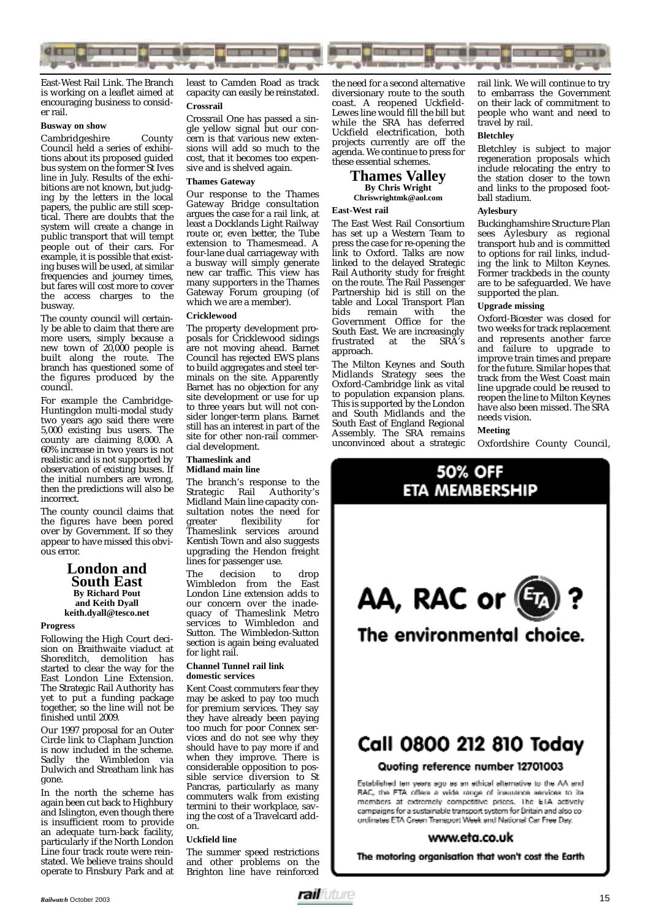East-West Rail Link. The Branch is working on a leaflet aimed at encouraging business to consider rail.

**Busway on show**

Cambridgeshire County Council held a series of exhibitions about its proposed guided bus system on the former St Ives line in July. Results of the exhibitions are not known, but judging by the letters in the local papers, the public are still sceptical. There are doubts that the system will create a change in public transport that will tempt people out of their cars. For example, it is possible that existing buses will be used, at similar frequencies and journey times, but fares will cost more to cover the access charges to the busway.

The county council will certainly be able to claim that there are more users, simply because a new town of 20,000 people is built along the route. The branch has questioned some of the figures produced by the council.

For example the Cambridge-Huntingdon multi-modal study two years ago said there were 5,000 existing bus users. The county are claiming 8,000. A 60% increase in two years is not realistic and is not supported by observation of existing buses. If the initial numbers are wrong, then the predictions will also be incorrect.

The county council claims that the figures have been pored over by Government. If so they appear to have missed this obvious error.

## London and South East

**By Richard Pout and Keith Dyall**
**keith.dyall@tesco.net**

**Progress**

Following the High Court decision on Braithwaite viaduct at Shoreditch, demolition has started to clear the way for the East London Line Extension. The Strategic Rail Authority has yet to put a funding package together, so the line will not be finished until 2009.

Our 1997 proposal for an Outer Circle link to Clapham Junction is now included in the scheme. Sadly the Wimbledon via Dulwich and Streatham link has gone.

In the north the scheme has again been cut back to Highbury and Islington, even though there is insufficient room to provide an adequate turn-back facility, particularly if the North London Line four track route were reinstated. We believe trains should operate to Finsbury Park and at least to Camden Road as track capacity can easily be reinstated.

**Crossrail**

Crossrail One has passed a single yellow signal but our concern is that various new extensions will add so much to the cost, that it becomes too expensive and is shelved again.

**Thames Gateway**

Our response to the Thames Gateway Bridge consultation argues the case for a rail link, at least a Docklands Light Railway route or, even better, the Tube extension to Thamesmead. A four-lane dual carriageway with a busway will simply generate new car traffic. This view has many supporters in the Thames Gateway Forum grouping (of which we are a member).

**Cricklewood**

The property development proposals for Cricklewood sidings are not moving ahead. Barnet Council has rejected EWS plans to build aggregates and steel terminals on the site. Apparently Barnet has no objection for any site development or use for up to three years but will not consider longer-term plans. Barnet still has an interest in part of the site for other non-rail commercial development.

**Thameslink and Midland main line**

The branch's response to the Strategic Rail Authority's Midland Main line capacity consultation notes the need for greater flexibility for Thameslink services around Kentish Town and also suggests upgrading the Hendon freight lines for passenger use.

The decision to drop Wimbledon from the East London Line extension adds to our concern over the inadequacy of Thameslink Metro services to Wimbledon and Sutton. The Wimbledon-Sutton section is again being evaluated for light rail.

**Channel Tunnel rail link domestic services**

Kent Coast commuters fear they may be asked to pay too much for premium services. They say they have already been paying too much for poor Connex services and do not see why they should have to pay more if and when they improve. There is considerable opposition to possible service diversion to St Pancras, particularly as many commuters walk from existing termini to their workplace, saving the cost of a Travelcard add-on.

**Uckfield line**

The summer speed restrictions and other problems on the Brighton line have reinforced the need for a second alternative diversionary route to the south coast. A reopened Uckfield-Lewes line would fill the bill but while the SRA has deferred Uckfield electrification, both projects currently are off the agenda. We continue to press for these essential schemes.

## Thames Valley

**By Chris Wright**
**Chriswrightmk@aol.com**

**East-West rail**

The East West Rail Consortium has set up a Western Team to press the case for re-opening the link to Oxford. Talks are now linked to the delayed Strategic Rail Authority study for freight on the route. The Rail Passenger Partnership bid is still on the table and Local Transport Plan bids remain with the Government Office for the South East. We are increasingly frustrated at the SRA's approach.

The Milton Keynes and South Midlands Strategy sees the Oxford-Cambridge link as vital to population expansion plans. This is supported by the London and South Midlands and the South East of England Regional Assembly. The SRA remains unconvinced about a strategic rail link. We will continue to try to embarrass the Government on their lack of commitment to people who want and need to travel by rail.

**Bletchley**

Bletchley is subject to major regeneration proposals which include relocating the entry to the station closer to the town and links to the proposed football stadium.

**Aylesbury**

Buckinghamshire Structure Plan sees Aylesbury as regional transport hub and is committed to options for rail links, including the link to Milton Keynes. Former trackbeds in the county are to be safeguarded. We have supported the plan.

**Upgrade missing**

Oxford-Bicester was closed for two weeks for track replacement and represents another farce and failure to upgrade to improve train times and prepare for the future. Similar hopes that track from the West Coast main line upgrade could be reused to reopen the line to Milton Keynes have also been missed. The SRA needs vision.

**Meeting**

Oxfordshire County Council,

**50% OFF ETA MEMBERSHIP**

**AA, RAC or ETA?**

**The environmental choice.**

**Call 0800 212 810 Today**

**Quoting reference number 12701003**

Established ten years ago as an ethical alternative to the AA and RAC, the ETA offers a wide range of insurance services to its members at extremely competitive prices. The ETA actively campaigns for a sustainable transport system for Britain and also co-ordinates ETA Green Transport Week and National Car Free Day.

**www.eta.co.uk**

**The motoring organisation that won't cost the Earth**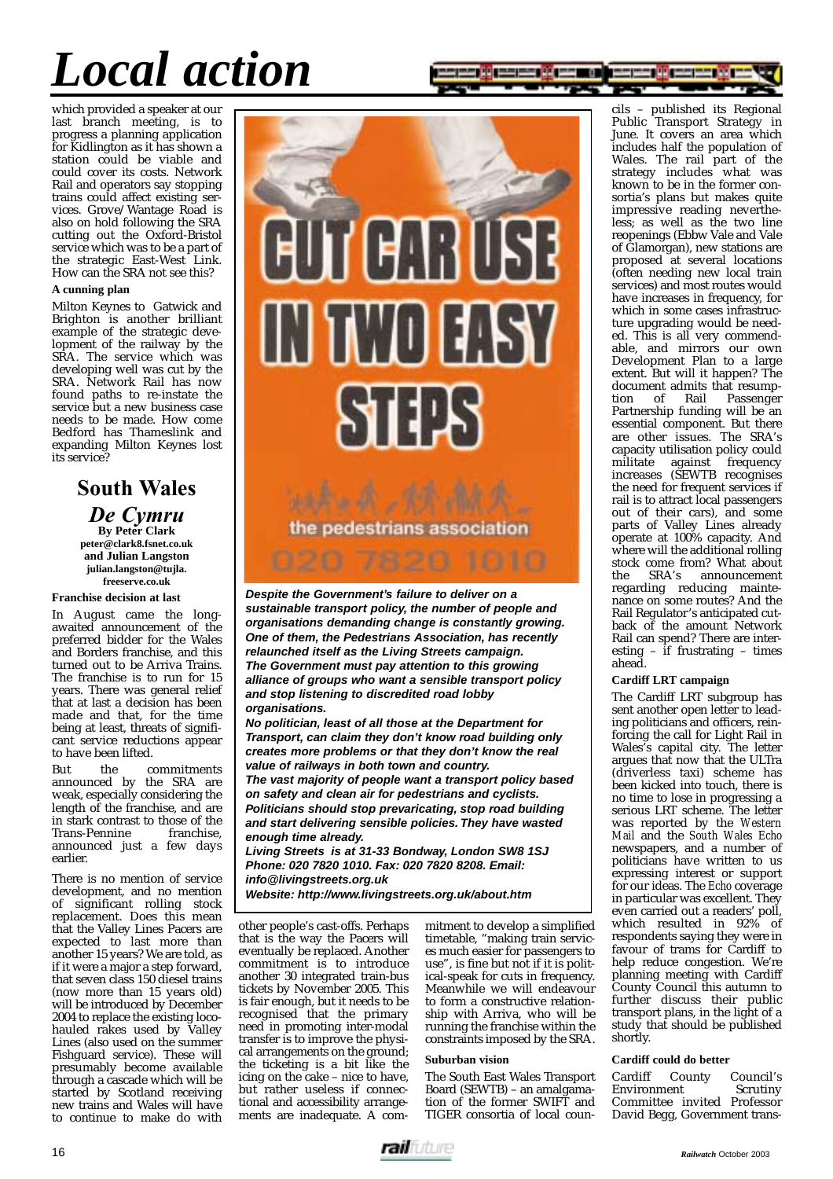# Local action

which provided a speaker at our last branch meeting, is to progress a planning application for Kidlington as it has shown a station could be viable and could cover its costs. Network Rail and operators say stopping trains could affect existing services. Grove/Wantage Road is also on hold following the SRA cutting out the Oxford-Bristol service which was to be a part of the strategic East-West Link. How can the SRA not see this?

**A cunning plan**

Milton Keynes to Gatwick and Brighton is another brilliant example of the strategic development of the railway by the SRA. The service which was developing well was cut by the SRA. Network Rail has now found paths to re-instate the service but a new business case needs to be made. How come Bedford has Thameslink and expanding Milton Keynes lost its service?

## South Wales

### *De Cymru*

**By Peter Clark**
**peter@clark8.fsnet.co.uk**
**and Julian Langston**
**julian.langston@tujla.freeserve.co.uk**

**Franchise decision at last**

In August came the long-awaited announcement of the preferred bidder for the Wales and Borders franchise, and this turned out to be Arriva Trains. The franchise is to run for 15 years. There was general relief that at last a decision has been made and that, for the time being at least, threats of significant service reductions appear to have been lifted.

But the commitments announced by the SRA are weak, especially considering the length of the franchise, and are in stark contrast to those of the Trans-Pennine franchise, announced just a few days earlier.

There is no mention of service development, and no mention of significant rolling stock replacement. Does this mean that the Valley Lines Pacers are expected to last more than another 15 years? We are told, as if it were a major a step forward, that seven class 150 diesel trains (now more than 15 years old) will be introduced by December 2004 to replace the existing loco-hauled rakes used by Valley Lines (also used on the summer Fishguard service). These will presumably become available through a cascade which will be started by Scotland receiving new trains and Wales will have to continue to make do with other people's cast-offs. Perhaps that is the way the Pacers will eventually be replaced. Another commitment is to introduce another 30 integrated train-bus tickets by November 2005. This is fair enough, but it needs to be recognised that the primary need in promoting inter-modal transfer is to improve the physical arrangements on the ground; the ticketing is a bit like the icing on the cake – nice to have, but rather useless if connectional and accessibility arrangements are inadequate. A commitment to develop a simplified timetable, "making train services much easier for passengers to use", is fine but not if it is political-speak for cuts in frequency. Meanwhile we will endeavour to form a constructive relationship with Arriva, who will be running the franchise within the constraints imposed by the SRA.

**Suburban vision**

The South East Wales Transport Board (SEWTB) – an amalgamation of the former SWIFT and TIGER consortia of local councils – published its Regional Public Transport Strategy in June. It covers an area which includes half the population of Wales. The rail part of the strategy includes what was known to be in the former consortia's plans but makes quite impressive reading nevertheless; as well as the two line reopenings (Ebbw Vale and Vale of Glamorgan), new stations are proposed at several locations (often needing new local train services) and most routes would have increases in frequency, for which in some cases infrastructure upgrading would be needed. This is all very commendable, and mirrors our own Development Plan to a large extent. But will it happen? The document admits that resumption of Rail Passenger Partnership funding will be an essential component. But there are other issues. The SRA's capacity utilisation policy could militate against frequency increases (SEWTB recognises the need for frequent services if rail is to attract local passengers out of their cars), and some parts of Valley Lines already operate at 100% capacity. And where will the additional rolling stock come from? What about the SRA's announcement regarding reducing maintenance on some routes? And the Rail Regulator's anticipated cutback of the amount Network Rail can spend? There are interesting – if frustrating – times ahead.

**Cardiff LRT campaign**

The Cardiff LRT subgroup has sent another open letter to leading politicians and officers, reinforcing the call for Light Rail in Wales's capital city. The letter argues that now that the ULTra (driverless taxi) scheme has been kicked into touch, there is no time to lose in progressing a serious LRT scheme. The letter was reported by the *Western Mail* and the *South Wales Echo* newspapers, and a number of politicians have written to us expressing interest or support for our ideas. The *Echo* coverage in particular was excellent. They even carried out a readers' poll, which resulted in 92% of respondents saying they were in favour of trams for Cardiff to help reduce congestion. We're planning meeting with Cardiff County Council this autumn to further discuss their public transport plans, in the light of a study that should be published shortly.

**Cardiff could do better**

Cardiff County Council's Environment Scrutiny Committee invited Professor David Begg, Government trans-

---

CUT CAR USE IN TWO EASY STEPS

the pedestrians association

020 7820 1010

***Despite the Government's failure to deliver on a sustainable transport policy, the number of people and organisations demanding change is constantly growing. One of them, the Pedestrians Association, has recently relaunched itself as the Living Streets campaign. The Government must pay attention to this growing alliance of groups who want a sensible transport policy and stop listening to discredited road lobby organisations.***

***No politician, least of all those at the Department for Transport, can claim they don't know road building only creates more problems or that they don't know the real value of railways in both town and country.***

***The vast majority of people want a transport policy based on safety and clean air for pedestrians and cyclists. Politicians should stop prevaricating, stop road building and start delivering sensible policies. They have wasted enough time already.***

***Living Streets is at 31-33 Bondway, London SW8 1SJ Phone: 020 7820 1010. Fax: 020 7820 8208. Email: info@livingstreets.org.uk***

***Website: http://www.livingstreets.org.uk/about.htm***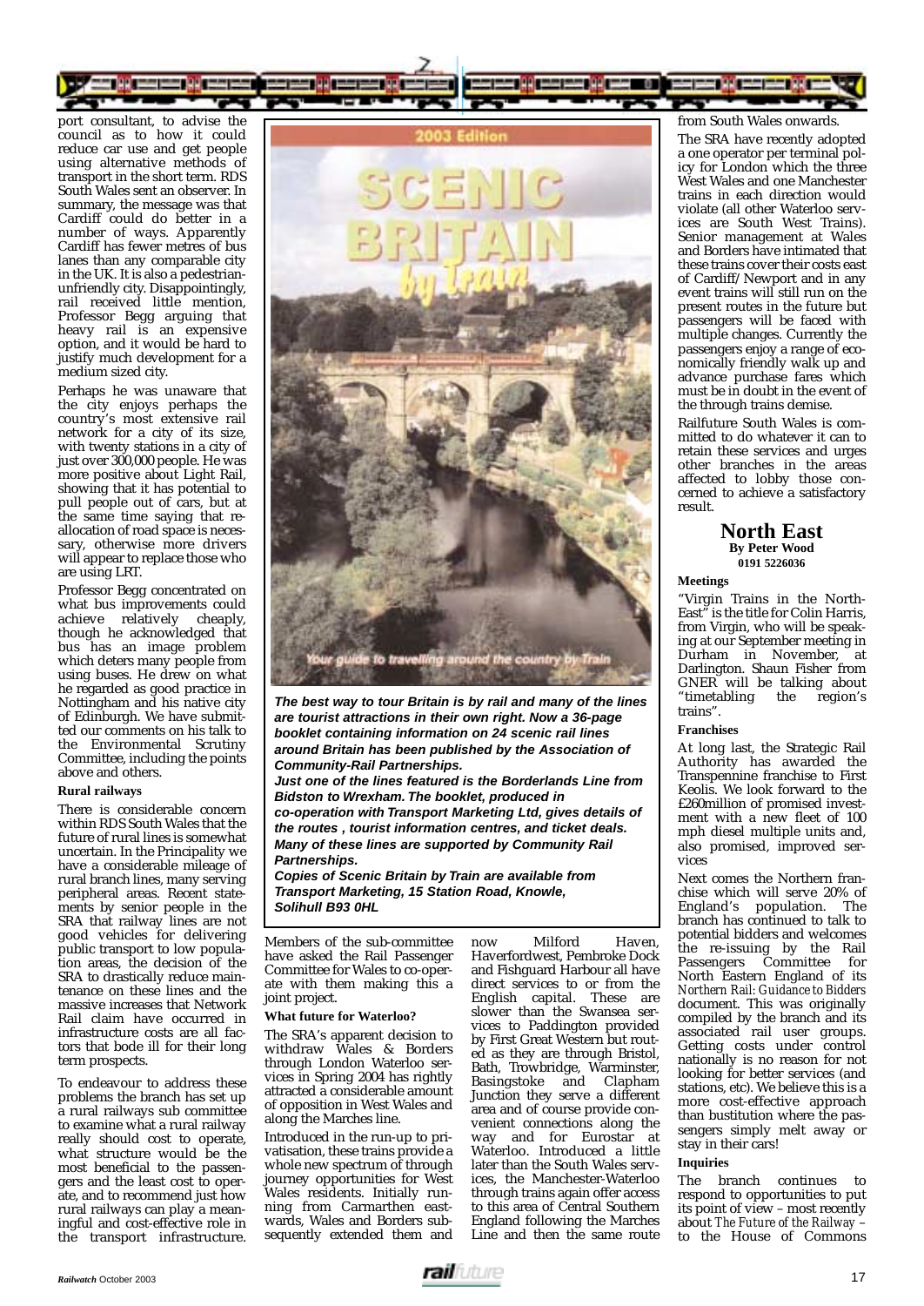port consultant, to advise the council as to how it could reduce car use and get people using alternative methods of transport in the short term. RDS South Wales sent an observer. In summary, the message was that Cardiff could do better in a number of ways. Apparently Cardiff has fewer metres of bus lanes than any comparable city in the UK. It is also a pedestrian-unfriendly city. Disappointingly, rail received little mention, Professor Begg arguing that heavy rail is an expensive option, and it would be hard to justify much development for a medium sized city.

Perhaps he was unaware that the city enjoys perhaps the country's most extensive rail network for a city of its size, with twenty stations in a city of just over 300,000 people. He was more positive about Light Rail, showing that it has potential to pull people out of cars, but at the same time saying that re-allocation of road space is necessary, otherwise more drivers will appear to replace those who are using LRT.

Professor Begg concentrated on what bus improvements could achieve relatively cheaply, though he acknowledged that bus has an image problem which deters many people from using buses. He drew on what he regarded as good practice in Nottingham and his native city of Edinburgh. We have submitted our comments on his talk to the Environmental Scrutiny Committee, including the points above and others.

**Rural railways**

There is considerable concern within RDS South Wales that the future of rural lines is somewhat uncertain. In the Principality we have a considerable mileage of rural branch lines, many serving peripheral areas. Recent statements by senior people in the SRA that railway lines are not good vehicles for delivering public transport to low population areas, the decision of the SRA to drastically reduce maintenance on these lines and the massive increases that Network Rail claim have occurred in infrastructure costs are all factors that bode ill for their long term prospects.

To endeavour to address these problems the branch has set up a rural railways sub committee to examine what a rural railway really should cost to operate, what structure would be the most beneficial to the passengers and the least cost to operate, and to recommend just how rural railways can play a meaningful and cost-effective role in the transport infrastructure.

***The best way to tour Britain is by rail and many of the lines are tourist attractions in their own right. Now a 36-page booklet containing information on 24 scenic rail lines around Britain has been published by the Association of Community-Rail Partnerships.***

***Just one of the lines featured is the Borderlands Line from Bidston to Wrexham. The booklet, produced in co-operation with Transport Marketing Ltd, gives details of the routes , tourist information centres, and ticket deals. Many of these lines are supported by Community Rail Partnerships.***

***Copies of Scenic Britain by Train are available from Transport Marketing, 15 Station Road, Knowle, Solihull B93 0HL***

Members of the sub-committee have asked the Rail Passenger Committee for Wales to co-operate with them making this a joint project.

**What future for Waterloo?**

The SRA's apparent decision to withdraw Wales & Borders through London Waterloo services in Spring 2004 has rightly attracted a considerable amount of opposition in West Wales and along the Marches line.

Introduced in the run-up to privatisation, these trains provide a whole new spectrum of through journey opportunities for West Wales residents. Initially running from Carmarthen eastwards, Wales and Borders subsequently extended them and now Milford Haven, Haverfordwest, Pembroke Dock and Fishguard Harbour all have direct services to or from the English capital. These are slower than the Swansea services to Paddington provided by First Great Western but routed as they are through Bristol, Bath, Trowbridge, Warminster, Basingstoke and Clapham Junction they serve a different area and of course provide convenient connections along the way and for Eurostar at Waterloo. Introduced a little later than the South Wales services, the Manchester-Waterloo through trains again offer access to this area of Central Southern England following the Marches Line and then the same route from South Wales onwards.

The SRA have recently adopted a one operator per terminal policy for London which the three West Wales and one Manchester trains in each direction would violate (all other Waterloo services are South West Trains). Senior management at Wales and Borders have intimated that these trains cover their costs east of Cardiff/Newport and in any event trains will still run on the present routes in the future but passengers will be faced with multiple changes. Currently the passengers enjoy a range of economically friendly walk up and advance purchase fares which must be in doubt in the event of the through trains demise.

Railfuture South Wales is committed to do whatever it can to retain these services and urges other branches in the areas affected to lobby those concerned to achieve a satisfactory result.

## North East

**By Peter Wood**
**0191 5226036**

**Meetings**

"Virgin Trains in the North-East" is the title for Colin Harris, from Virgin, who will be speaking at our September meeting in Durham in November, at Darlington. Shaun Fisher from GNER will be talking about "timetabling the region's trains".

**Franchises**

At long last, the Strategic Rail Authority has awarded the Transpennine franchise to First Keolis. We look forward to the £260million of promised investment with a new fleet of 100 mph diesel multiple units and, also promised, improved services

Next comes the Northern franchise which will serve 20% of England's population. The branch has continued to talk to potential bidders and welcomes the re-issuing by the Rail Passengers Committee for North Eastern England of its *Northern Rail: Guidance to Bidders* document. This was originally compiled by the branch and its associated rail user groups. Getting costs under control nationally is no reason for not looking for better services (and stations, etc). We believe this is a more cost-effective approach than bustitution where the passengers simply melt away or stay in their cars!

**Inquiries**

The branch continues to respond to opportunities to put its point of view – most recently about *The Future of the Railway* – to the House of Commons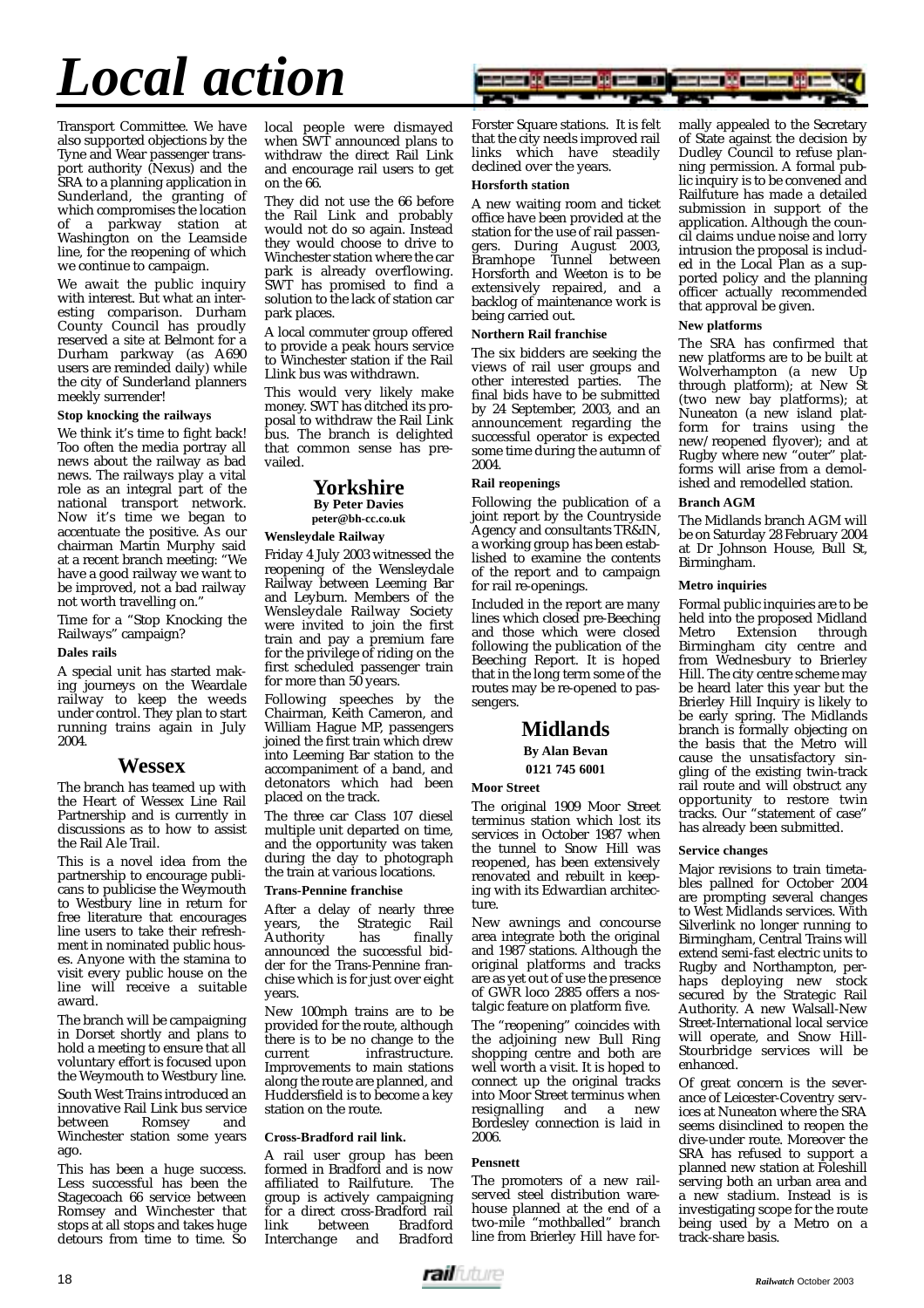# Local action

Transport Committee. We have also supported objections by the Tyne and Wear passenger transport authority (Nexus) and the SRA to a planning application in Sunderland, the granting of which compromises the location of a parkway station at Washington on the Leamside line, for the reopening of which we continue to campaign.

We await the public inquiry with interest. But what an interesting comparison. Durham County Council has proudly reserved a site at Belmont for a Durham parkway (as A690 users are reminded daily) while the city of Sunderland planners meekly surrender!

**Stop knocking the railways**

We think it's time to fight back! Too often the media portray all news about the railway as bad news. The railways play a vital role as an integral part of the national transport network. Now it's time we began to accentuate the positive. As our chairman Martin Murphy said at a recent branch meeting: "We have a good railway we want to be improved, not a bad railway not worth travelling on."

Time for a "Stop Knocking the Railways" campaign?

**Dales rails**

A special unit has started making journeys on the Weardale railway to keep the weeds under control. They plan to start running trains again in July 2004.

## Wessex

The branch has teamed up with the Heart of Wessex Line Rail Partnership and is currently in discussions as to how to assist the Rail Ale Trail.

This is a novel idea from the partnership to encourage publicans to publicise the Weymouth to Westbury line in return for free literature that encourages line users to take their refreshment in nominated public houses. Anyone with the stamina to visit every public house on the line will receive a suitable award.

The branch will be campaigning in Dorset shortly and plans to hold a meeting to ensure that all voluntary effort is focused upon the Weymouth to Westbury line.

South West Trains introduced an innovative Rail Link bus service between Romsey and Winchester station some years ago.

This has been a huge success. Less successful has been the Stagecoach 66 service between Romsey and Winchester that stops at all stops and takes huge detours from time to time. So local people were dismayed when SWT announced plans to withdraw the direct Rail Link and encourage rail users to get on the 66.

They did not use the 66 before the Rail Link and probably would not do so again. Instead they would choose to drive to Winchester station where the car park is already overflowing. SWT has promised to find a solution to the lack of station car park places.

A local commuter group offered to provide a peak hours service to Winchester station if the Rail Llink bus was withdrawn.

This would very likely make money. SWT has ditched its proposal to withdraw the Rail Link bus. The branch is delighted that common sense has prevailed.

## Yorkshire

**By Peter Davies**
**peter@bh-cc.co.uk**

**Wensleydale Railway**

Friday 4 July 2003 witnessed the reopening of the Wensleydale Railway between Leeming Bar and Leyburn. Members of the Wensleydale Railway Society were invited to join the first train and pay a premium fare for the privilege of riding on the first scheduled passenger train for more than 50 years.

Following speeches by the Chairman, Keith Cameron, and William Hague MP, passengers joined the first train which drew into Leeming Bar station to the accompaniment of a band, and detonators which had been placed on the track.

The three car Class 107 diesel multiple unit departed on time, and the opportunity was taken during the day to photograph the train at various locations.

**Trans-Pennine franchise**

After a delay of nearly three years, the Strategic Rail Authority has finally announced the successful bidder for the Trans-Pennine franchise which is for just over eight years.

New 100mph trains are to be provided for the route, although there is to be no change to the current infrastructure. Improvements to main stations along the route are planned, and Huddersfield is to become a key station on the route.

**Cross-Bradford rail link.**

A rail user group has been formed in Bradford and is now affiliated to Railfuture. The group is actively campaigning for a direct cross-Bradford rail link between Bradford Interchange and Bradford Forster Square stations. It is felt that the city needs improved rail links which have steadily declined over the years.

**Horsforth station**

A new waiting room and ticket office have been provided at the station for the use of rail passengers. During August 2003, Bramhope Tunnel between Horsforth and Weeton is to be extensively repaired, and a backlog of maintenance work is being carried out.

**Northern Rail franchise**

The six bidders are seeking the views of rail user groups and other interested parties. The final bids have to be submitted by 24 September, 2003, and an announcement regarding the successful operator is expected some time during the autumn of 2004.

**Rail reopenings**

Following the publication of a joint report by the Countryside Agency and consultants TR&IN, a working group has been established to examine the contents of the report and to campaign for rail re-openings.

Included in the report are many lines which closed pre-Beeching and those which were closed following the publication of the Beeching Report. It is hoped that in the long term some of the routes may be re-opened to passengers.

## Midlands

**By Alan Bevan**
**0121 745 6001**

**Moor Street**

The original 1909 Moor Street terminus station which lost its services in October 1987 when the tunnel to Snow Hill was reopened, has been extensively renovated and rebuilt in keeping with its Edwardian architecture.

New awnings and concourse area integrate both the original and 1987 stations. Although the original platforms and tracks are as yet out of use the presence of GWR loco 2885 offers a nostalgic feature on platform five.

The "reopening" coincides with the adjoining new Bull Ring shopping centre and both are well worth a visit. It is hoped to connect up the original tracks into Moor Street terminus when resignalling and a new Bordesley connection is laid in 2006.

**Pensnett**

The promoters of a new rail-served steel distribution warehouse planned at the end of a two-mile "mothballed" branch line from Brierley Hill have formally appealed to the Secretary of State against the decision by Dudley Council to refuse planning permission. A formal public inquiry is to be convened and Railfuture has made a detailed submission in support of the application. Although the council claims undue noise and lorry intrusion the proposal is included in the Local Plan as a supported policy and the planning officer actually recommended that approval be given.

**New platforms**

The SRA has confirmed that new platforms are to be built at Wolverhampton (a new Up through platform); at New St (two new bay platforms); at Nuneaton (a new island platform for trains using the new/reopened flyover); and at Rugby where new "outer" platforms will arise from a demolished and remodelled station.

**Branch AGM**

The Midlands branch AGM will be on Saturday 28 February 2004 at Dr Johnson House, Bull St, Birmingham.

**Metro inquiries**

Formal public inquiries are to be held into the proposed Midland Metro Extension through Birmingham city centre and from Wednesbury to Brierley Hill. The city centre scheme may be heard later this year but the Brierley Hill Inquiry is likely to be early spring. The Midlands branch is formally objecting on the basis that the Metro will cause the unsatisfactory singling of the existing twin-track rail route and will obstruct any opportunity to restore twin tracks. Our "statement of case" has already been submitted.

**Service changes**

Major revisions to train timetables pallned for October 2004 are prompting several changes to West Midlands services. With Silverlink no longer running to Birmingham, Central Trains will extend semi-fast electric units to Rugby and Northampton, perhaps deploying new stock secured by the Strategic Rail Authority. A new Walsall-New Street-International local service will operate, and Snow Hill-Stourbridge services will be enhanced.

Of great concern is the severance of Leicester-Coventry services at Nuneaton where the SRA seems disinclined to reopen the dive-under route. Moreover the SRA has refused to support a planned new station at Foleshill serving both an urban area and a new stadium. Instead is is investigating scope for the route being used by a Metro on a track-share basis.